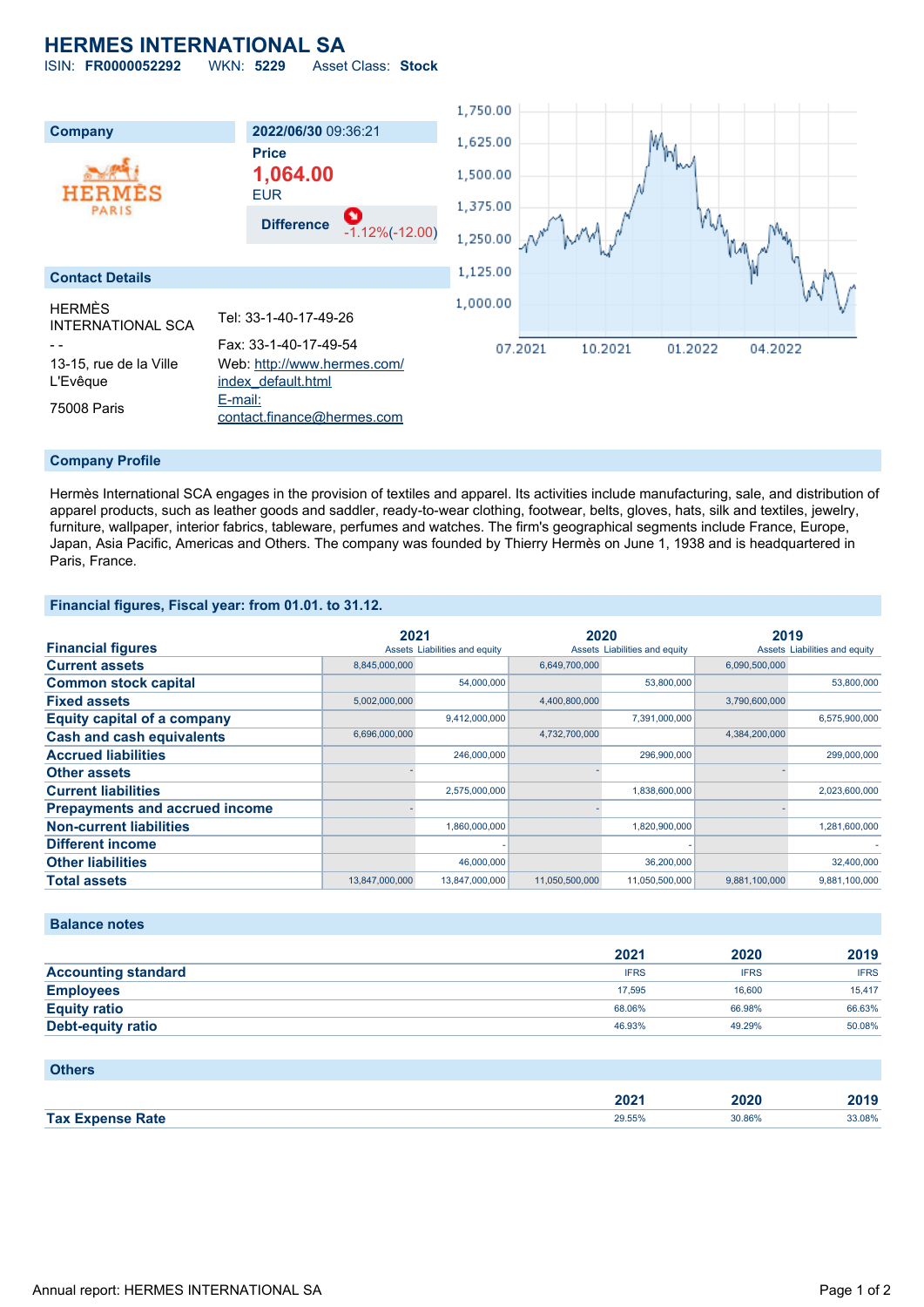# HERMES INTERNATIONAL SA

ISIN: **FR0000052292** WKN: **5229** Asset Class: **Stock**

| Company | 2022/06/30 09:36:21 |
|---|---|
| | **Price** |
| | **1,064.00** |
| | EUR |
| | **Difference** -1.12%(-12.00) |

## Contact Details

HERMÈS INTERNATIONAL SCA
- -
13-15, rue de la Ville L'Evêque
75008 Paris

Tel: 33-1-40-17-49-26
Fax: 33-1-40-17-49-54
Web: http://www.hermes.com/index_default.html
E-mail: contact.finance@hermes.com

## Company Profile

Hermès International SCA engages in the provision of textiles and apparel. Its activities include manufacturing, sale, and distribution of apparel products, such as leather goods and saddler, ready-to-wear clothing, footwear, belts, gloves, hats, silk and textiles, jewelry, furniture, wallpaper, interior fabrics, tableware, perfumes and watches. The firm's geographical segments include France, Europe, Japan, Asia Pacific, Americas and Others. The company was founded by Thierry Hermès on June 1, 1938 and is headquartered in Paris, France.

## Financial figures, Fiscal year: from 01.01. to 31.12.

| Financial figures | 2021 | | 2020 | | 2019 | |
|---|---|---|---|---|---|---|
| | Assets | Liabilities and equity | Assets | Liabilities and equity | Assets | Liabilities and equity |
| **Current assets** | 8,845,000,000 | | 6,649,700,000 | | 6,090,500,000 | |
| **Common stock capital** | | 54,000,000 | | 53,800,000 | | 53,800,000 |
| **Fixed assets** | 5,002,000,000 | | 4,400,800,000 | | 3,790,600,000 | |
| **Equity capital of a company** | | 9,412,000,000 | | 7,391,000,000 | | 6,575,900,000 |
| **Cash and cash equivalents** | 6,696,000,000 | | 4,732,700,000 | | 4,384,200,000 | |
| **Accrued liabilities** | | 246,000,000 | | 296,900,000 | | 299,000,000 |
| **Other assets** | - | | - | | - | |
| **Current liabilities** | | 2,575,000,000 | | 1,838,600,000 | | 2,023,600,000 |
| **Prepayments and accrued income** | - | | - | | - | |
| **Non-current liabilities** | | 1,860,000,000 | | 1,820,900,000 | | 1,281,600,000 |
| **Different income** | | - | | - | | - |
| **Other liabilities** | | 46,000,000 | | 36,200,000 | | 32,400,000 |
| **Total assets** | 13,847,000,000 | 13,847,000,000 | 11,050,500,000 | 11,050,500,000 | 9,881,100,000 | 9,881,100,000 |

## Balance notes

| | 2021 | 2020 | 2019 |
|---|---|---|---|
| **Accounting standard** | IFRS | IFRS | IFRS |
| **Employees** | 17,595 | 16,600 | 15,417 |
| **Equity ratio** | 68.06% | 66.98% | 66.63% |
| **Debt-equity ratio** | 46.93% | 49.29% | 50.08% |

## Others

| | 2021 | 2020 | 2019 |
|---|---|---|---|
| **Tax Expense Rate** | 29.55% | 30.86% | 33.08% |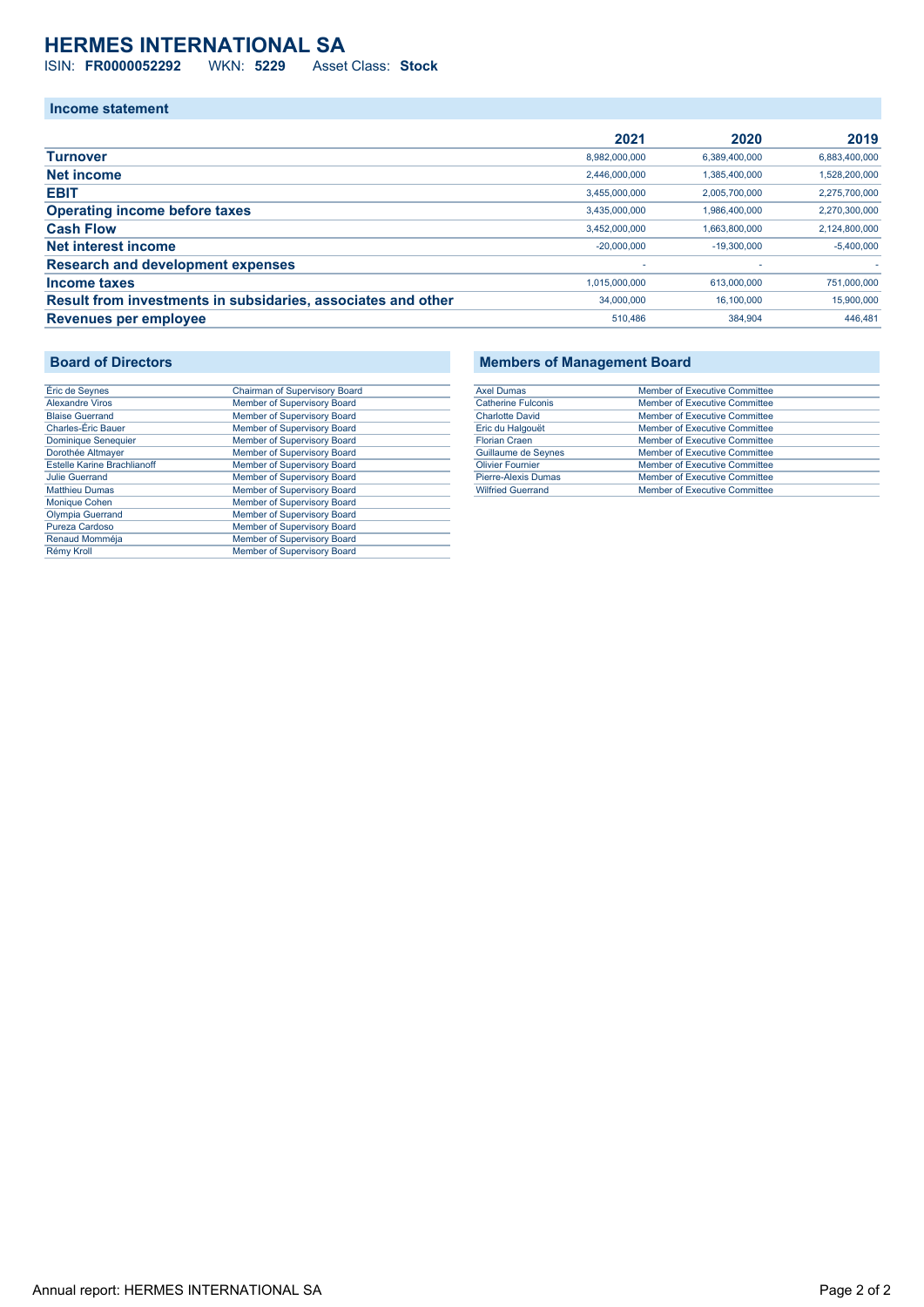# HERMES INTERNATIONAL SA

ISIN: **FR0000052292** WKN: **5229** Asset Class: **Stock**

## Income statement

| | 2021 | 2020 | 2019 |
|---|---|---|---|
| **Turnover** | 8,982,000,000 | 6,389,400,000 | 6,883,400,000 |
| **Net income** | 2,446,000,000 | 1,385,400,000 | 1,528,200,000 |
| **EBIT** | 3,455,000,000 | 2,005,700,000 | 2,275,700,000 |
| **Operating income before taxes** | 3,435,000,000 | 1,986,400,000 | 2,270,300,000 |
| **Cash Flow** | 3,452,000,000 | 1,663,800,000 | 2,124,800,000 |
| **Net interest income** | -20,000,000 | -19,300,000 | -5,400,000 |
| **Research and development expenses** | - | - | - |
| **Income taxes** | 1,015,000,000 | 613,000,000 | 751,000,000 |
| **Result from investments in subsidaries, associates and other** | 34,000,000 | 16,100,000 | 15,900,000 |
| **Revenues per employee** | 510,486 | 384,904 | 446,481 |

## Board of Directors

| | |
|---|---|
| Éric de Seynes | Chairman of Supervisory Board |
| Alexandre Viros | Member of Supervisory Board |
| Blaise Guerrand | Member of Supervisory Board |
| Charles-Éric Bauer | Member of Supervisory Board |
| Dominique Senequier | Member of Supervisory Board |
| Dorothée Altmayer | Member of Supervisory Board |
| Estelle Karine Brachlianoff | Member of Supervisory Board |
| Julie Guerrand | Member of Supervisory Board |
| Matthieu Dumas | Member of Supervisory Board |
| Monique Cohen | Member of Supervisory Board |
| Olympia Guerrand | Member of Supervisory Board |
| Pureza Cardoso | Member of Supervisory Board |
| Renaud Momméja | Member of Supervisory Board |
| Rémy Kroll | Member of Supervisory Board |

## Members of Management Board

| | |
|---|---|
| Axel Dumas | Member of Executive Committee |
| Catherine Fulconis | Member of Executive Committee |
| Charlotte David | Member of Executive Committee |
| Eric du Halgouët | Member of Executive Committee |
| Florian Craen | Member of Executive Committee |
| Guillaume de Seynes | Member of Executive Committee |
| Olivier Fournier | Member of Executive Committee |
| Pierre-Alexis Dumas | Member of Executive Committee |
| Wilfried Guerrand | Member of Executive Committee |